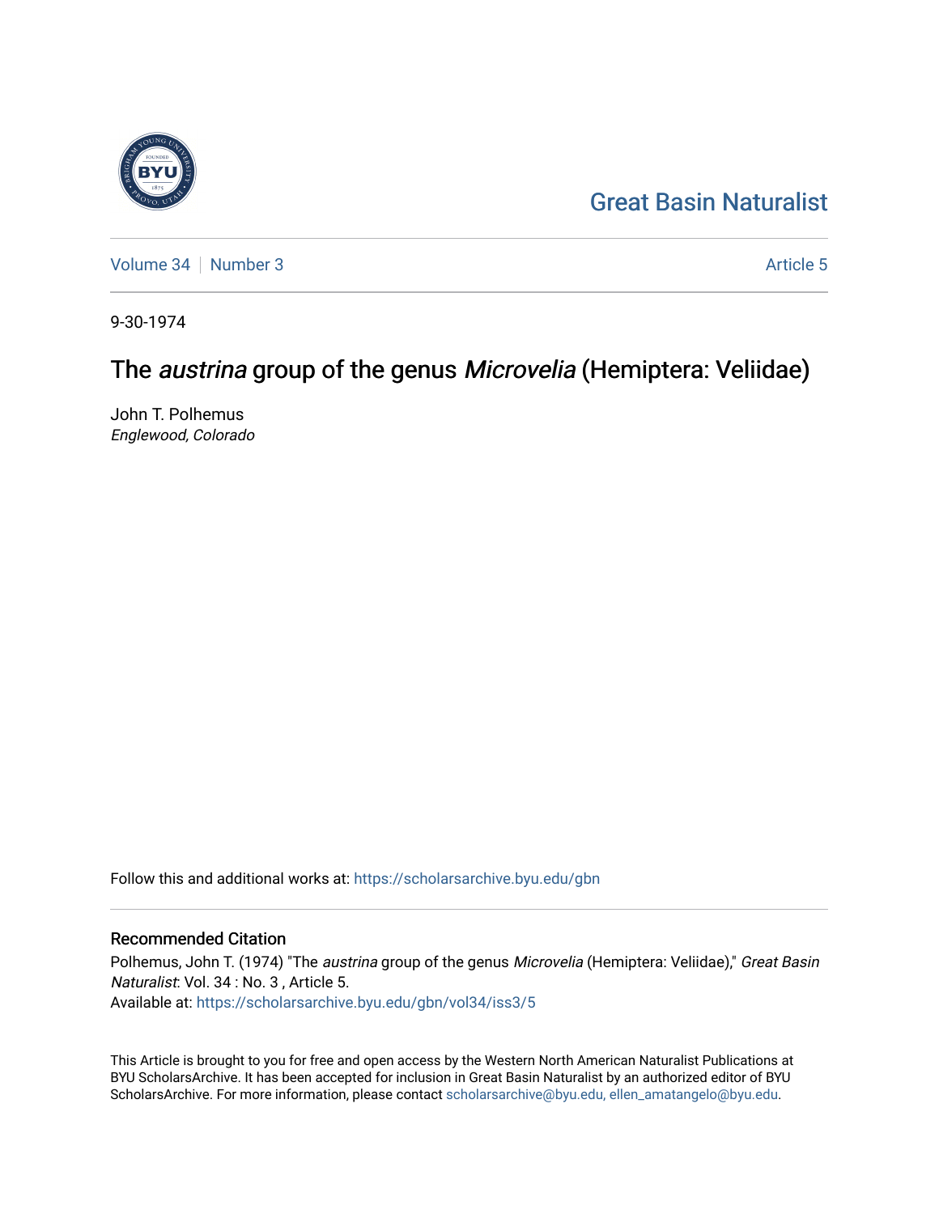Great Basin Naturalist

Volume 34 | Number 3

Article 5

9-30-1974

# The *austrina* group of the genus *Microvelia* (Hemiptera: Veliidae)

John T. Polhemus
*Englewood, Colorado*

Follow this and additional works at: https://scholarsarchive.byu.edu/gbn

## Recommended Citation

Polhemus, John T. (1974) "The *austrina* group of the genus *Microvelia* (Hemiptera: Veliidae)," *Great Basin Naturalist*: Vol. 34 : No. 3 , Article 5.
Available at: https://scholarsarchive.byu.edu/gbn/vol34/iss3/5

This Article is brought to you for free and open access by the Western North American Naturalist Publications at BYU ScholarsArchive. It has been accepted for inclusion in Great Basin Naturalist by an authorized editor of BYU ScholarsArchive. For more information, please contact scholarsarchive@byu.edu, ellen_amatangelo@byu.edu.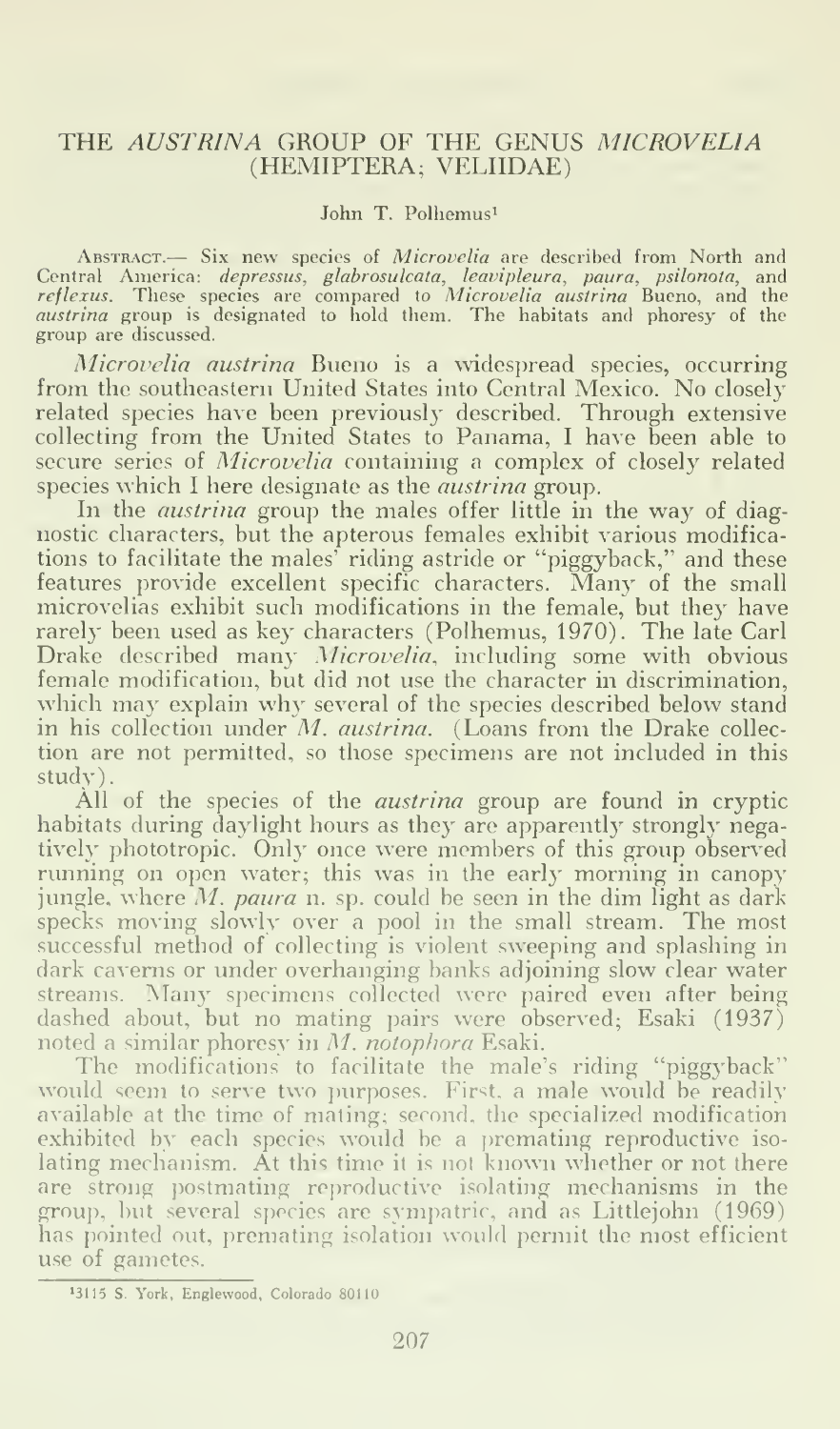# THE *AUSTRINA* GROUP OF THE GENUS *MICROVELIA* (HEMIPTERA; VELIIDAE)

John T. Polhemus[1]

ABSTRACT.— Six new species of *Microvelia* are described from North and Central America: *depressus*, *glabrosulcata*, *leavipleura*, *paura*, *psilonota*, and *reflexus*. These species are compared to *Microvelia austrina* Bueno, and the *austrina* group is designated to hold them. The habitats and phoresy of the group are discussed.

*Microvelia austrina* Bueno is a widespread species, occurring from the southeastern United States into Central Mexico. No closely related species have been previously described. Through extensive collecting from the United States to Panama, I have been able to secure series of *Microvelia* containing a complex of closely related species which I here designate as the *austrina* group.

In the *austrina* group the males offer little in the way of diagnostic characters, but the apterous females exhibit various modifications to facilitate the males' riding astride or "piggyback," and these features provide excellent specific characters. Many of the small microvelias exhibit such modifications in the female, but they have rarely been used as key characters (Polhemus, 1970). The late Carl Drake described many *Microvelia*, including some with obvious female modification, but did not use the character in discrimination, which may explain why several of the species described below stand in his collection under *M. austrina*. (Loans from the Drake collection are not permitted, so those specimens are not included in this study).

All of the species of the *austrina* group are found in cryptic habitats during daylight hours as they are apparently strongly negatively phototropic. Only once were members of this group observed running on open water; this was in the early morning in canopy jungle, where *M. paura* n. sp. could be seen in the dim light as dark specks moving slowly over a pool in the small stream. The most successful method of collecting is violent sweeping and splashing in dark caverns or under overhanging banks adjoining slow clear water streams. Many specimens collected were paired even after being dashed about, but no mating pairs were observed; Esaki (1937) noted a similar phoresy in *M. notophora* Esaki.

The modifications to facilitate the male's riding "piggyback" would seem to serve two purposes. First, a male would be readily available at the time of mating; second, the specialized modification exhibited by each species would be a premating reproductive isolating mechanism. At this time it is not known whether or not there are strong postmating reproductive isolating mechanisms in the group, but several species are sympatric, and as Littlejohn (1969) has pointed out, premating isolation would permit the most efficient use of gametes.

[1] 3115 S. York, Englewood, Colorado 80110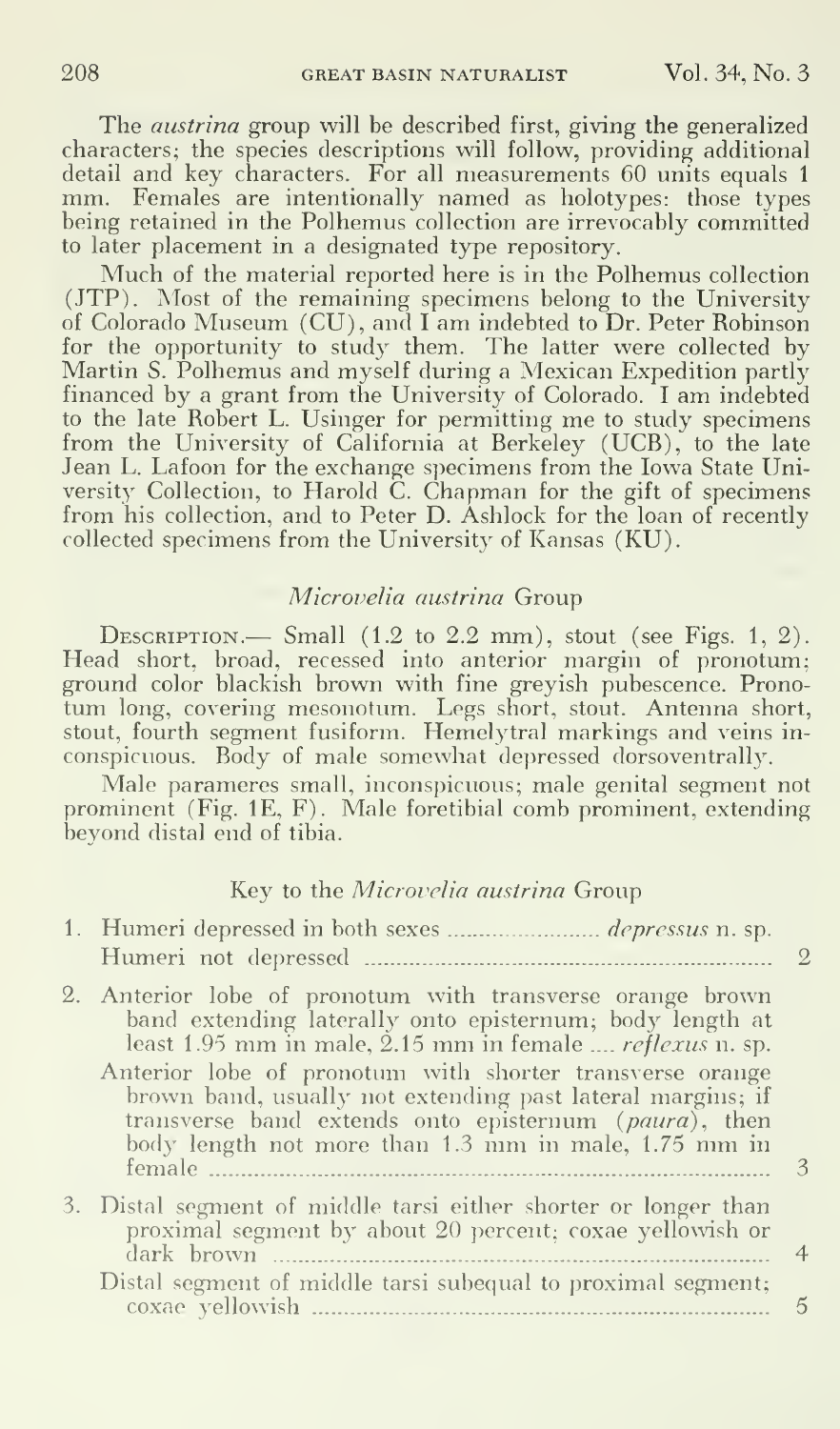The *austrina* group will be described first, giving the generalized characters; the species descriptions will follow, providing additional detail and key characters. For all measurements 60 units equals 1 mm. Females are intentionally named as holotypes: those types being retained in the Polhemus collection are irrevocably committed to later placement in a designated type repository.

Much of the material reported here is in the Polhemus collection (JTP). Most of the remaining specimens belong to the University of Colorado Museum (CU), and I am indebted to Dr. Peter Robinson for the opportunity to study them. The latter were collected by Martin S. Polhemus and myself during a Mexican Expedition partly financed by a grant from the University of Colorado. I am indebted to the late Robert L. Usinger for permitting me to study specimens from the University of California at Berkeley (UCB), to the late Jean L. Lafoon for the exchange specimens from the Iowa State University Collection, to Harold C. Chapman for the gift of specimens from his collection, and to Peter D. Ashlock for the loan of recently collected specimens from the University of Kansas (KU).

## *Microvelia austrina* Group

Description.— Small (1.2 to 2.2 mm), stout (see Figs. 1, 2). Head short, broad, recessed into anterior margin of pronotum; ground color blackish brown with fine greyish pubescence. Pronotum long, covering mesonotum. Legs short, stout. Antenna short, stout, fourth segment fusiform. Hemelytral markings and veins inconspicuous. Body of male somewhat depressed dorsoventrally.

Male parameres small, inconspicuous; male genital segment not prominent (Fig. 1E, F). Male foretibial comb prominent, extending beyond distal end of tibia.

### Key to the *Microvelia austrina* Group

1. Humeri depressed in both sexes ........................ *depressus* n. sp.
   Humeri not depressed ........................ 2
2. Anterior lobe of pronotum with transverse orange brown band extending laterally onto episternum; body length at least 1.95 mm in male, 2.15 mm in female .... *reflexus* n. sp.
   Anterior lobe of pronotum with shorter transverse orange brown band, usually not extending past lateral margins; if transverse band extends onto episternum (*paura*), then body length not more than 1.3 mm in male, 1.75 mm in female ........................ 3
3. Distal segment of middle tarsi either shorter or longer than proximal segment by about 20 percent; coxae yellowish or dark brown ........................ 4
   Distal segment of middle tarsi subequal to proximal segment; coxae yellowish ........................ 5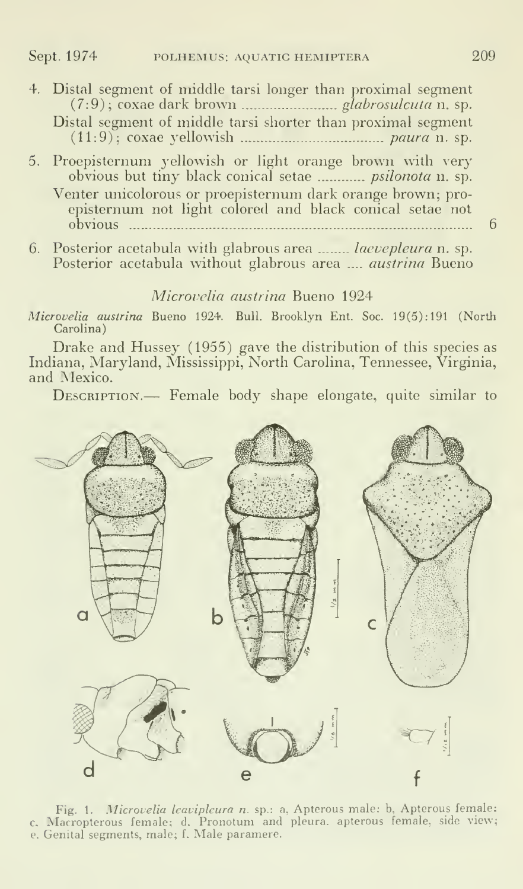4. Distal segment of middle tarsi longer than proximal segment (7:9); coxae dark brown ........................ *glabrosulcuta* n. sp.
   Distal segment of middle tarsi shorter than proximal segment (11:9); coxae yellowish ........................ *paura* n. sp.

5. Proepisternum yellowish or light orange brown with very obvious but tiny black conical setae ............ *psilonota* n. sp.
   Venter unicolorous or proepisternum dark orange brown; proepisternum not light colored and black conical setae not obvious ........................ 6

6. Posterior acetabula with glabrous area ........ *laevepleura* n. sp.
   Posterior acetabula without glabrous area .... *austrina* Bueno

### *Microvelia austrina* Bueno 1924

*Microvelia austrina* Bueno 1924. Bull. Brooklyn Ent. Soc. 19(5):191 (North Carolina)

Drake and Hussey (1955) gave the distribution of this species as Indiana, Maryland, Mississippi, North Carolina, Tennessee, Virginia, and Mexico.

Description.— Female body shape elongate, quite similar to

Fig. 1. *Microvelia leavipleura n.* sp.: a, Apterous male: b, Apterous female: c. Macropterous female; d. Pronotum and pleura. apterous female, side view; e. Genital segments, male; f. Male paramere.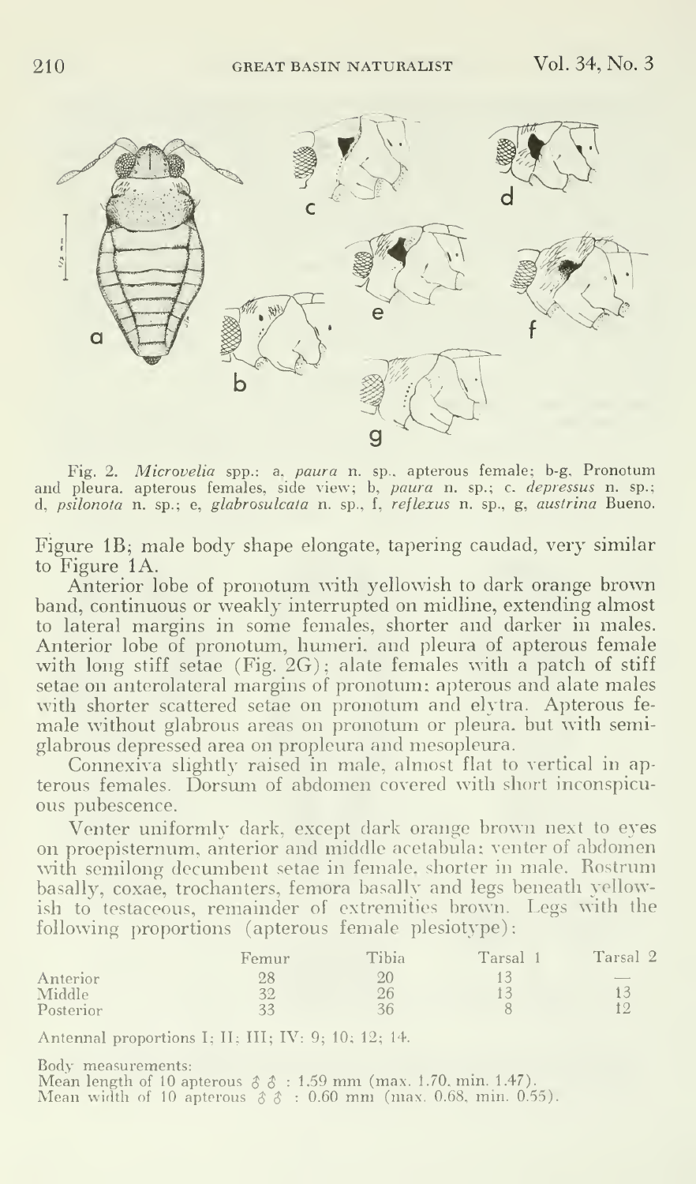Fig. 2. *Microvelia* spp.: a, *paura* n. sp., apterous female; b-g, Pronotum and pleura, apterous females, side view; b, *paura* n. sp.; c, *depressus* n. sp.; d, *psilonota* n. sp.; e, *glabrosulcata* n. sp., f, *reflexus* n. sp., g, *austrina* Bueno.

Figure 1B; male body shape elongate, tapering caudad, very similar to Figure 1A.

Anterior lobe of pronotum with yellowish to dark orange brown band, continuous or weakly interrupted on midline, extending almost to lateral margins in some females, shorter and darker in males. Anterior lobe of pronotum, humeri, and pleura of apterous female with long stiff setae (Fig. 2G); alate females with a patch of stiff setae on anterolateral margins of pronotum; apterous and alate males with shorter scattered setae on pronotum and elytra. Apterous female without glabrous areas on pronotum or pleura, but with semiglabrous depressed area on propleura and mesopleura.

Connexiva slightly raised in male, almost flat to vertical in apterous females. Dorsum of abdomen covered with short inconspicuous pubescence.

Venter uniformly dark, except dark orange brown next to eyes on proepisternum, anterior and middle acetabula; venter of abdomen with semilong decumbent setae in female, shorter in male. Rostrum basally, coxae, trochanters, femora basally and legs beneath yellowish to testaceous, remainder of extremities brown. Legs with the following proportions (apterous female plesiotype):

| | Femur | Tibia | Tarsal 1 | Tarsal 2 |
|---|---|---|---|---|
| Anterior | 28 | 20 | 13 | — |
| Middle | 32 | 26 | 13 | 13 |
| Posterior | 33 | 36 | 8 | 12 |

Antennal proportions I; II; III; IV: 9; 10; 12; 14.

Body measurements:
Mean length of 10 apterous ♂♂ : 1.59 mm (max. 1.70, min. 1.47).
Mean width of 10 apterous ♂♂ : 0.60 mm (max. 0.68, min. 0.55).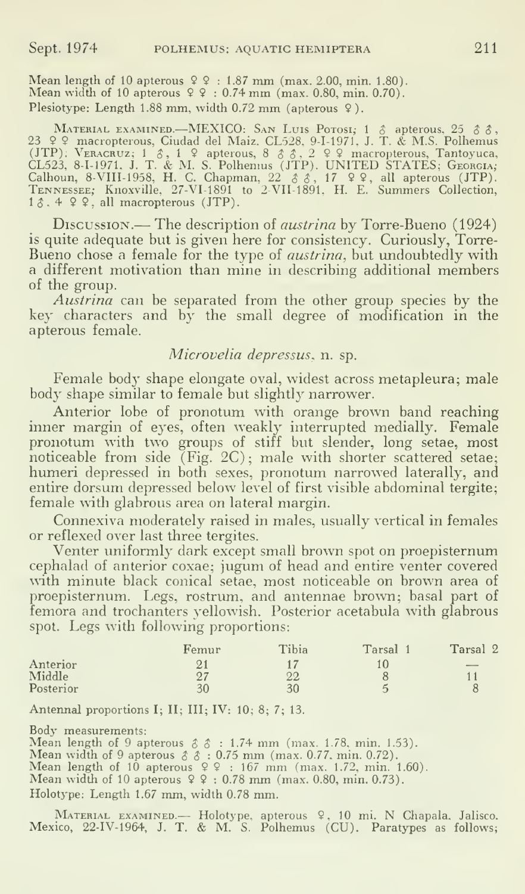Mean length of 10 apterous ♀♀ : 1.87 mm (max. 2.00, min. 1.80).
Mean width of 10 apterous ♀♀ : 0.74 mm (max. 0.80, min. 0.70).
Plesiotype: Length 1.88 mm, width 0.72 mm (apterous ♀).

MATERIAL EXAMINED.—MEXICO: SAN LUIS POTOSI; 1 ♂ apterous, 25 ♂♂, 23 ♀♀ macropterous, Ciudad del Maiz, CL528, 9-I-1971, J. T. & M.S. Polhemus (JTP). VERACRUZ; 1 ♂, 1 ♀ apterous, 8 ♂♂, 2 ♀♀ macropterous, Tantoyuca, CL523, 8-I-1971, J. T. & M. S. Polhemus (JTP). UNITED STATES; GEORGIA; Calhoun, 8-VIII-1958, H. C. Chapman, 22 ♂♂, 17 ♀♀, all apterous (JTP). TENNESSEE; Knoxville, 27-VI-1891 to 2-VII-1891, H. E. Summers Collection, 1 ♂, 4 ♀♀, all macropterous (JTP).

DISCUSSION.— The description of *austrina* by Torre-Bueno (1924) is quite adequate but is given here for consistency. Curiously, Torre-Bueno chose a female for the type of *austrina*, but undoubtedly with a different motivation than mine in describing additional members of the group.

*Austrina* can be separated from the other group species by the key characters and by the small degree of modification in the apterous female.

### *Microvelia depressus*, n. sp.

Female body shape elongate oval, widest across metapleura; male body shape similar to female but slightly narrower.

Anterior lobe of pronotum with orange brown band reaching inner margin of eyes, often weakly interrupted medially. Female pronotum with two groups of stiff but slender, long setae, most noticeable from side (Fig. 2C); male with shorter scattered setae; humeri depressed in both sexes, pronotum narrowed laterally, and entire dorsum depressed below level of first visible abdominal tergite; female with glabrous area on lateral margin.

Connexiva moderately raised in males, usually vertical in females or reflexed over last three tergites.

Venter uniformly dark except small brown spot on proepisternum cephalad of anterior coxae; jugum of head and entire venter covered with minute black conical setae, most noticeable on brown area of proepisternum. Legs, rostrum, and antennae brown; basal part of femora and trochanters yellowish. Posterior acetabula with glabrous spot. Legs with following proportions:

| | Femur | Tibia | Tarsal 1 | Tarsal 2 |
|---|---|---|---|---|
| Anterior | 21 | 17 | 10 | — |
| Middle | 27 | 22 | 8 | 11 |
| Posterior | 30 | 30 | 5 | 8 |

Antennal proportions I; II; III; IV: 10; 8; 7; 13.

Body measurements:
Mean length of 9 apterous ♂♂ : 1.74 mm (max. 1.78, min. 1.53).
Mean width of 9 apterous ♂♂ : 0.75 mm (max. 0.77, min. 0.72).
Mean length of 10 apterous ♀♀ : 167 mm (max. 1.72, min. 1.60).
Mean width of 10 apterous ♀♀ : 0.78 mm (max. 0.80, min. 0.73).
Holotype: Length 1.67 mm, width 0.78 mm.

MATERIAL EXAMINED.— Holotype, apterous ♀, 10 mi. N Chapala, Jalisco, Mexico, 22-IV-1964, J. T. & M. S. Polhemus (CU). Paratypes as follows;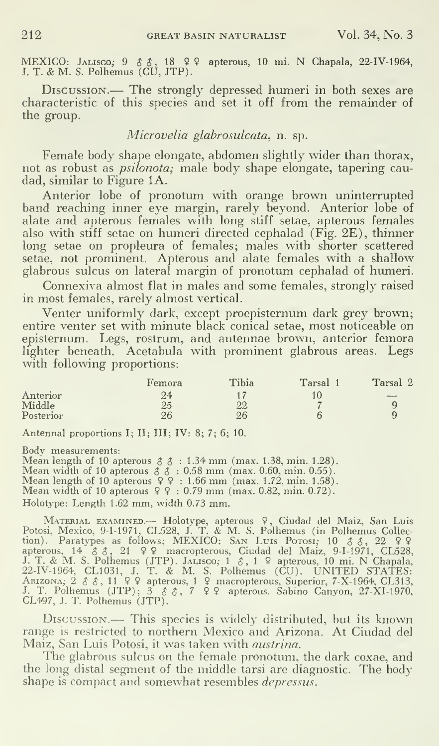MEXICO: Jalisco; 9 ♂♂, 18 ♀♀ apterous, 10 mi. N Chapala, 22-IV-1964, J. T. & M. S. Polhemus (CU, JTP).

Discussion.— The strongly depressed humeri in both sexes are characteristic of this species and set it off from the remainder of the group.

### *Microvelia glabrosulcata*, n. sp.

Female body shape elongate, abdomen slightly wider than thorax, not as robust as *psilonota;* male body shape elongate, tapering caudad, similar to Figure 1A.

Anterior lobe of pronotum with orange brown uninterrupted band reaching inner eye margin, rarely beyond. Anterior lobe of alate and apterous females with long stiff setae, apterous females also with stiff setae on humeri directed cephalad (Fig. 2E), thinner long setae on propleura of females; males with shorter scattered setae, not prominent. Apterous and alate females with a shallow glabrous sulcus on lateral margin of pronotum cephalad of humeri.

Connexiva almost flat in males and some females, strongly raised in most females, rarely almost vertical.

Venter uniformly dark, except proepisternum dark grey brown; entire venter set with minute black conical setae, most noticeable on episternum. Legs, rostrum, and antennae brown, anterior femora lighter beneath. Acetabula with prominent glabrous areas. Legs with following proportions:

| | Femora | Tibia | Tarsal 1 | Tarsal 2 |
|---|---|---|---|---|
| Anterior | 24 | 17 | 10 | — |
| Middle | 25 | 22 | 7 | 9 |
| Posterior | 26 | 26 | 6 | 9 |

Antennal proportions I; II; III; IV: 8; 7; 6; 10.

Body measurements:
Mean length of 10 apterous ♂♂ : 1.34 mm (max. 1.38, min. 1.28).
Mean width of 10 apterous ♂♂ : 0.58 mm (max. 0.60, min. 0.55).
Mean length of 10 apterous ♀♀ : 1.66 mm (max. 1.72, min. 1.58).
Mean width of 10 apterous ♀♀ : 0.79 mm (max. 0.82, min. 0.72).
Holotype: Length 1.62 mm, width 0.73 mm.

Material examined.— Holotype, apterous ♀, Ciudad del Maiz, San Luis Potosi, Mexico, 9-I-1971, CL528, J. T. & M. S. Polhemus (in Polhemus Collection). Paratypes as follows; MEXICO: San Luis Potosi; 10 ♂♂, 22 ♀♀ apterous, 14 ♂♂, 21 ♀♀ macropterous, Ciudad del Maiz, 9-I-1971, CL528, J. T. & M. S. Polhemus (JTP). Jalisco; 1 ♂, 1 ♀ apterous, 10 mi. N Chapala, 22-IV-1964, CL1031, J. T. & M. S. Polhemus (CU). UNITED STATES: Arizona; 2 ♂♂, 11 ♀♀ apterous, 1 ♀ macropterous, Superior, 7-X-1964, CL313, J. T. Polhemus (JTP); 3 ♂♂, 7 ♀♀ apterous, Sabino Canyon, 27-XI-1970, CL497, J. T. Polhemus (JTP).

Discussion.— This species is widely distributed, but its known range is restricted to northern Mexico and Arizona. At Ciudad del Maiz, San Luis Potosi, it was taken with *austrina.*

The glabrous sulcus on the female pronotum, the dark coxae, and the long distal segment of the middle tarsi are diagnostic. The body shape is compact and somewhat resembles *depressus.*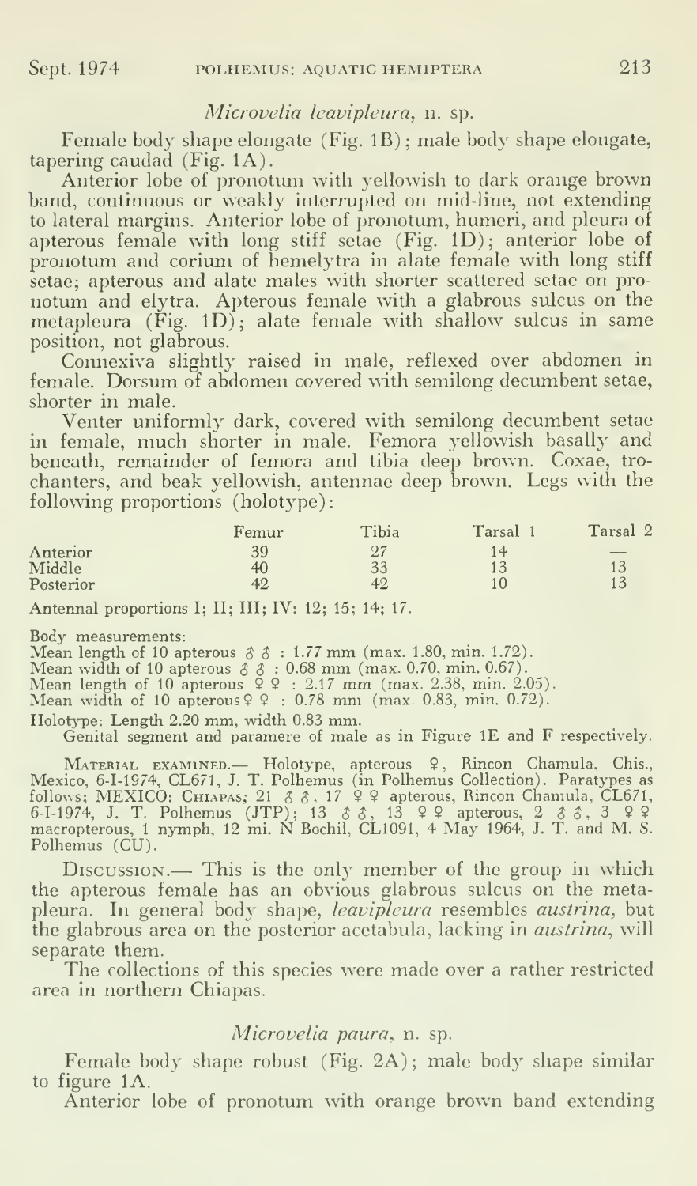### *Microvelia leavipleura*, n. sp.

Female body shape elongate (Fig. 1B); male body shape elongate, tapering caudad (Fig. 1A).

Anterior lobe of pronotum with yellowish to dark orange brown band, continuous or weakly interrupted on mid-line, not extending to lateral margins. Anterior lobe of pronotum, humeri, and pleura of apterous female with long stiff setae (Fig. 1D); anterior lobe of pronotum and corium of hemelytra in alate female with long stiff setae; apterous and alate males with shorter scattered setae on pronotum and elytra. Apterous female with a glabrous sulcus on the metapleura (Fig. 1D); alate female with shallow sulcus in same position, not glabrous.

Connexiva slightly raised in male, reflexed over abdomen in female. Dorsum of abdomen covered with semilong decumbent setae, shorter in male.

Venter uniformly dark, covered with semilong decumbent setae in female, much shorter in male. Femora yellowish basally and beneath, remainder of femora and tibia deep brown. Coxae, trochanters, and beak yellowish, antennae deep brown. Legs with the following proportions (holotype):

| | Femur | Tibia | Tarsal 1 | Tarsal 2 |
|---|---|---|---|---|
| Anterior | 39 | 27 | 14 | — |
| Middle | 40 | 33 | 13 | 13 |
| Posterior | 42 | 42 | 10 | 13 |

Antennal proportions I; II; III; IV: 12; 15; 14; 17.

Body measurements:

Mean length of 10 apterous ♂♂ : 1.77 mm (max. 1.80, min. 1.72).
Mean width of 10 apterous ♂♂ : 0.68 mm (max. 0.70, min. 0.67).
Mean length of 10 apterous ♀♀ : 2.17 mm (max. 2.38, min. 2.05).
Mean width of 10 apterous ♀♀ : 0.78 mm (max. 0.83, min. 0.72).

Holotype: Length 2.20 mm, width 0.83 mm.

Genital segment and paramere of male as in Figure 1E and F respectively.

Material examined.— Holotype, apterous ♀, Rincon Chamula, Chis., Mexico, 6-I-1974, CL671, J. T. Polhemus (in Polhemus Collection). Paratypes as follows; MEXICO: Chiapas; 21 ♂♂, 17 ♀♀ apterous, Rincon Chamula, CL671, 6-I-1974, J. T. Polhemus (JTP); 13 ♂♂, 13 ♀♀ apterous, 2 ♂♂, 3 ♀♀ macropterous, 1 nymph, 12 mi. N Bochil, CL1091, 4 May 1964, J. T. and M. S. Polhemus (CU).

Discussion.— This is the only member of the group in which the apterous female has an obvious glabrous sulcus on the metapleura. In general body shape, *leavipleura* resembles *austrina*, but the glabrous area on the posterior acetabula, lacking in *austrina*, will separate them.

The collections of this species were made over a rather restricted area in northern Chiapas.

### *Microvelia paura*, n. sp.

Female body shape robust (Fig. 2A); male body shape similar to figure 1A.

Anterior lobe of pronotum with orange brown band extending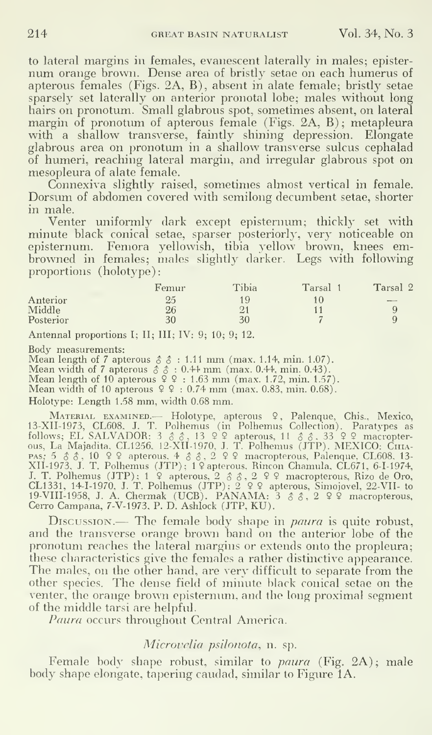to lateral margins in females, evanescent laterally in males; episternum orange brown. Dense area of bristly setae on each humerus of apterous females (Figs. 2A, B), absent in alate female; bristly setae sparsely set laterally on anterior pronotal lobe; males without long hairs on pronotum. Small glabrous spot, sometimes absent, on lateral margin of pronotum of apterous female (Figs. 2A, B); metapleura with a shallow transverse, faintly shining depression. Elongate glabrous area on pronotum in a shallow transverse sulcus cephalad of humeri, reaching lateral margin, and irregular glabrous spot on mesopleura of alate female.

Connexiva slightly raised, sometimes almost vertical in female. Dorsum of abdomen covered with semilong decumbent setae, shorter in male.

Venter uniformly dark except episternum; thickly set with minute black conical setae, sparser posteriorly, very noticeable on episternum. Femora yellowish, tibia yellow brown, knees embrowned in females; males slightly darker. Legs with following proportions (holotype):

| | Femur | Tibia | Tarsal 1 | Tarsal 2 |
|---|---|---|---|---|
| Anterior | 25 | 19 | 10 | — |
| Middle | 26 | 21 | 11 | 9 |
| Posterior | 30 | 30 | 7 | 9 |

Antennal proportions I; II; III; IV: 9; 10; 9; 12.

Body measurements:
Mean length of 7 apterous ♂♂ : 1.11 mm (max. 1.14, min. 1.07).
Mean width of 7 apterous ♂♂ : 0.44 mm (max. 0.44, min. 0.43).
Mean length of 10 apterous ♀♀ : 1.63 mm (max. 1.72, min. 1.57).
Mean width of 10 apterous ♀♀ : 0.74 mm (max. 0.83, min. 0.68).
Holotype: Length 1.58 mm, width 0.68 mm.

Material examined.— Holotype, apterous ♀, Palenque, Chis., Mexico, 13-XII-1973, CL608, J. T. Polhemus (in Polhemus Collection). Paratypes as follows; EL SALVADOR: 3 ♂♂, 13 ♀♀ apterous, 11 ♂♂, 33 ♀♀ macropterous, La Majadita, CL1256, 12-XII-1970, J. T. Polhemus (JTP). MEXICO: Chiapas; 5 ♂♂, 10 ♀♀ apterous, 4 ♂♂, 2 ♀♀ macropterous, Palenque, CL608, 13-XII-1973, J. T. Polhemus (JTP); 1 ♀ apterous, Rincon Chamula, CL671, 6-I-1974, J. T. Polhemus (JTP); 1 ♀ apterous, 2 ♂♂, 2 ♀♀ macropterous, Rizo de Oro, CL1331, 14-I-1970, J. T. Polhemus (JTP); 2 ♀♀ apterous, Simojovel, 22-VII- to 19-VIII-1958, J. A. Chermak (UCB). PANAMA: 3 ♂♂, 2 ♀♀ macropterous, Cerro Campana, 7-V-1973, P. D. Ashlock (JTP, KU).

Discussion.— The female body shape in *paura* is quite robust, and the transverse orange brown band on the anterior lobe of the pronotum reaches the lateral margins or extends onto the propleura; these characteristics give the females a rather distinctive appearance. The males, on the other hand, are very difficult to separate from the other species. The dense field of minute black conical setae on the venter, the orange brown episternum, and the long proximal segment of the middle tarsi are helpful.

*Paura* occurs throughout Central America.

### *Microvelia psilonota*, n. sp.

Female body shape robust, similar to *paura* (Fig. 2A); male body shape elongate, tapering caudad, similar to Figure 1A.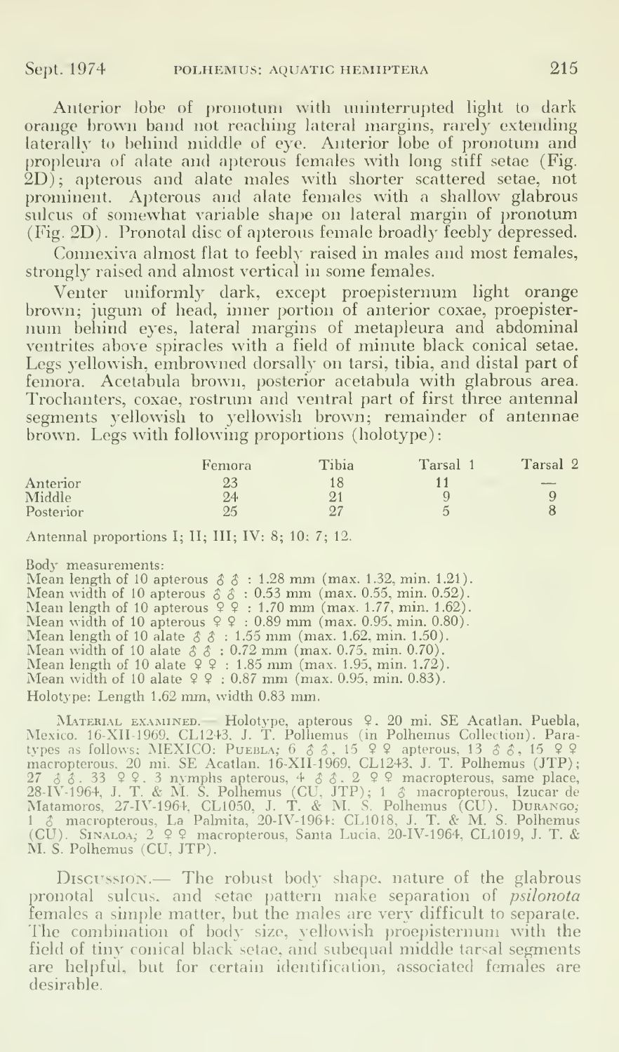Anterior lobe of pronotum with uninterrupted light to dark orange brown band not reaching lateral margins, rarely extending laterally to behind middle of eye. Anterior lobe of pronotum and propleura of alate and apterous females with long stiff setae (Fig. 2D); apterous and alate males with shorter scattered setae, not prominent. Apterous and alate females with a shallow glabrous sulcus of somewhat variable shape on lateral margin of pronotum (Fig. 2D). Pronotal disc of apterous female broadly feebly depressed.

Connexiva almost flat to feebly raised in males and most females, strongly raised and almost vertical in some females.

Venter uniformly dark, except proepisternum light orange brown; jugum of head, inner portion of anterior coxae, proepisternum behind eyes, lateral margins of metapleura and abdominal ventrites above spiracles with a field of minute black conical setae. Legs yellowish, embrowned dorsally on tarsi, tibia, and distal part of femora. Acetabula brown, posterior acetabula with glabrous area. Trochanters, coxae, rostrum and ventral part of first three antennal segments yellowish to yellowish brown; remainder of antennae brown. Legs with following proportions (holotype):

| | Femora | Tibia | Tarsal 1 | Tarsal 2 |
|---|---|---|---|---|
| Anterior | 23 | 18 | 11 | — |
| Middle | 24 | 21 | 9 | 9 |
| Posterior | 25 | 27 | 5 | 8 |

Antennal proportions I; II; III; IV: 8; 10: 7; 12.

Body measurements:
Mean length of 10 apterous ♂♂ : 1.28 mm (max. 1.32, min. 1.21).
Mean width of 10 apterous ♂♂ : 0.53 mm (max. 0.55, min. 0.52).
Mean length of 10 apterous ♀♀ : 1.70 mm (max. 1.77, min. 1.62).
Mean width of 10 apterous ♀♀ : 0.89 mm (max. 0.95, min. 0.80).
Mean length of 10 alate ♂♂ : 1.55 mm (max. 1.62, min. 1.50).
Mean width of 10 alate ♂♂ : 0.72 mm (max. 0.75, min. 0.70).
Mean length of 10 alate ♀♀ : 1.85 mm (max. 1.95, min. 1.72).
Mean width of 10 alate ♀♀ : 0.87 mm (max. 0.95, min. 0.83).
Holotype: Length 1.62 mm, width 0.83 mm.

MATERIAL EXAMINED. — Holotype, apterous ♀. 20 mi. SE Acatlan. Puebla, Mexico. 16-XII-1969. CL1243. J. T. Polhemus (in Polhemus Collection). Paratypes as follows: MEXICO: PUEBLA; 6 ♂♂, 15 ♀♀ apterous, 13 ♂♂, 15 ♀♀ macropterous. 20 mi. SE Acatlan. 16-XII-1969. CL1243. J. T. Polhemus (JTP); 27 ♂♂. 33 ♀♀. 3 nymphs apterous, 4 ♂♂. 2 ♀♀ macropterous, same place, 28-IV-1964, J. T. & M. S. Polhemus (CU, JTP); 1 ♂ macropterous, Izucar de Matamoros, 27-IV-1964, CL1050, J. T. & M. S. Polhemus (CU). DURANGO; 1 ♂ macropterous, La Palmita, 20-IV-1964: CL1018, J. T. & M. S. Polhemus (CU). SINALOA; 2 ♀♀ macropterous, Santa Lucia, 20-IV-1964, CL1019, J. T. & M. S. Polhemus (CU, JTP).

DISCUSSION.— The robust body shape, nature of the glabrous pronotal sulcus, and setae pattern make separation of *psilonota* females a simple matter, but the males are very difficult to separate. The combination of body size, yellowish proepisternum with the field of tiny conical black setae, and subequal middle tarsal segments are helpful, but for certain identification, associated females are desirable.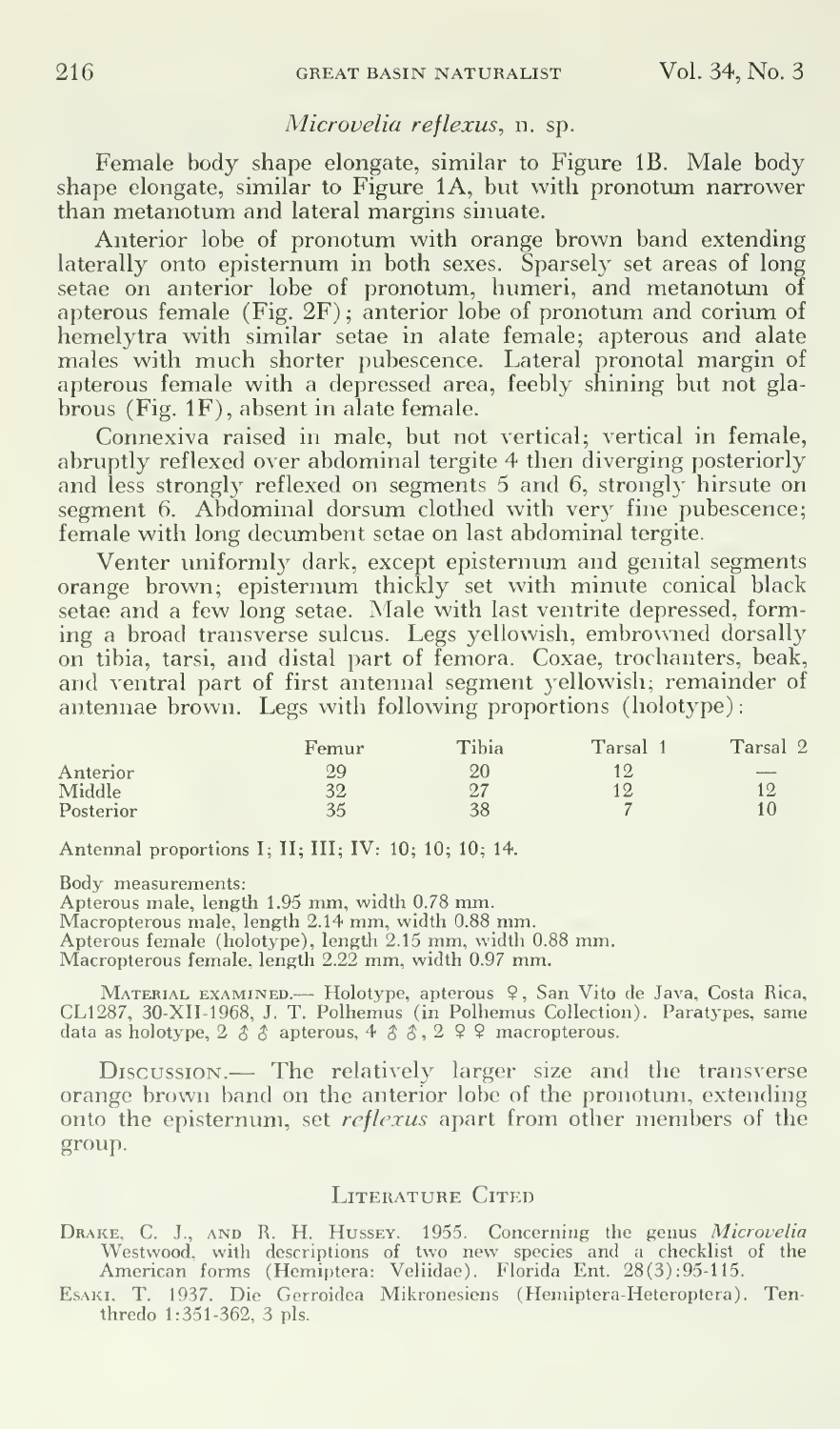### *Microvelia reflexus*, n. sp.

Female body shape elongate, similar to Figure 1B. Male body shape elongate, similar to Figure 1A, but with pronotum narrower than metanotum and lateral margins sinuate.

Anterior lobe of pronotum with orange brown band extending laterally onto episternum in both sexes. Sparsely set areas of long setae on anterior lobe of pronotum, humeri, and metanotum of apterous female (Fig. 2F); anterior lobe of pronotum and corium of hemelytra with similar setae in alate female; apterous and alate males with much shorter pubescence. Lateral pronotal margin of apterous female with a depressed area, feebly shining but not glabrous (Fig. 1F), absent in alate female.

Connexiva raised in male, but not vertical; vertical in female, abruptly reflexed over abdominal tergite 4 then diverging posteriorly and less strongly reflexed on segments 5 and 6, strongly hirsute on segment 6. Abdominal dorsum clothed with very fine pubescence; female with long decumbent setae on last abdominal tergite.

Venter uniformly dark, except episternum and genital segments orange brown; episternum thickly set with minute conical black setae and a few long setae. Male with last ventrite depressed, forming a broad transverse sulcus. Legs yellowish, embrowned dorsally on tibia, tarsi, and distal part of femora. Coxae, trochanters, beak, and ventral part of first antennal segment yellowish; remainder of antennae brown. Legs with following proportions (holotype):

| | Femur | Tibia | Tarsal 1 | Tarsal 2 |
|---|---|---|---|---|
| Anterior | 29 | 20 | 12 | — |
| Middle | 32 | 27 | 12 | 12 |
| Posterior | 35 | 38 | 7 | 10 |

Antennal proportions I; II; III; IV: 10; 10; 10; 14.

Body measurements:
Apterous male, length 1.95 mm, width 0.78 mm.
Macropterous male, length 2.14 mm, width 0.88 mm.
Apterous female (holotype), length 2.15 mm, width 0.88 mm.
Macropterous female, length 2.22 mm, width 0.97 mm.

Material examined.— Holotype, apterous ♀, San Vito de Java, Costa Rica, CL1287, 30-XII-1968, J. T. Polhemus (in Polhemus Collection). Paratypes, same data as holotype, 2 ♂♂ apterous, 4 ♂♂, 2 ♀♀ macropterous.

Discussion.— The relatively larger size and the transverse orange brown band on the anterior lobe of the pronotum, extending onto the episternum, set *reflexus* apart from other members of the group.

## Literature Cited

Drake, C. J., and R. H. Hussey. 1955. Concerning the genus *Microvelia* Westwood, with descriptions of two new species and a checklist of the American forms (Hemiptera: Veliidae). Florida Ent. 28(3):95-115.

Esaki, T. 1937. Die Gerroidea Mikronesiens (Hemiptera-Heteroptera). Tenthredo 1:351-362, 3 pls.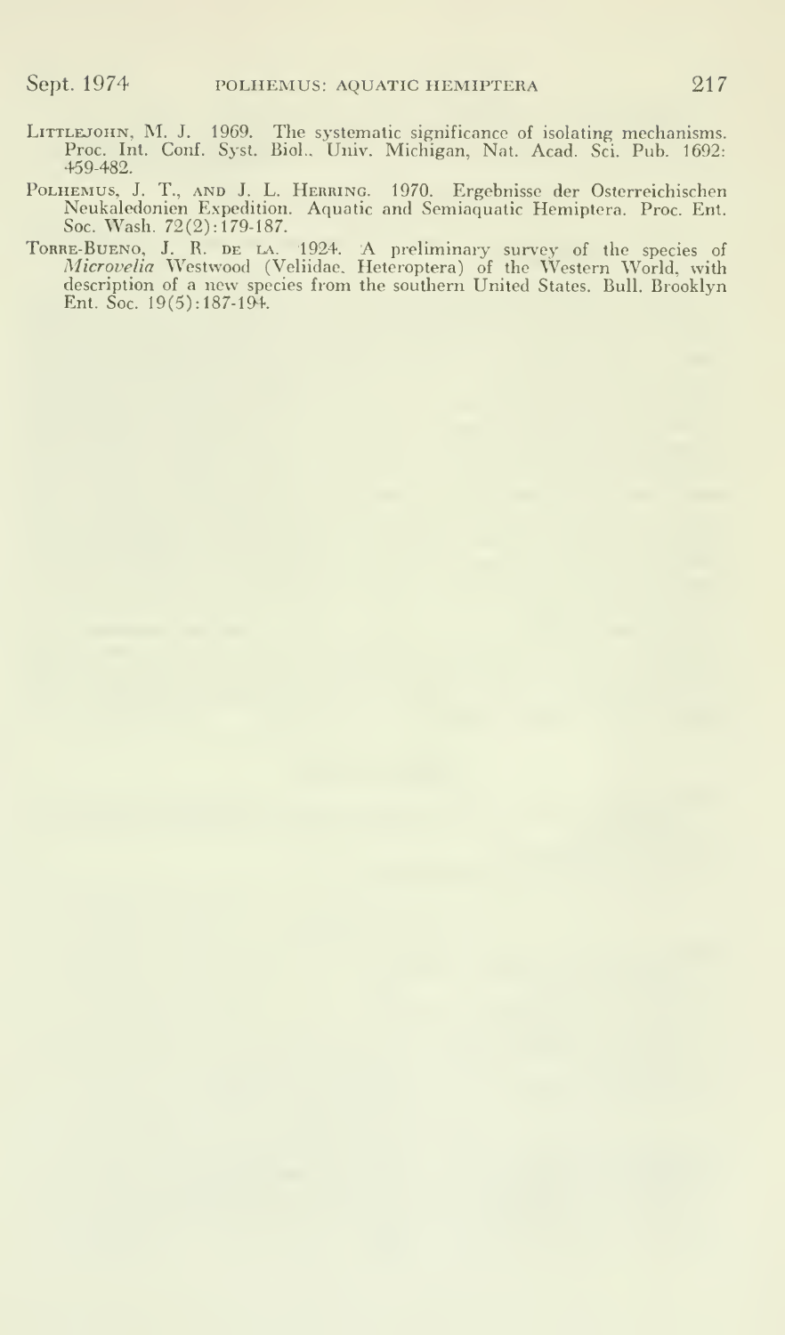Littlejohn, M. J. 1969. The systematic significance of isolating mechanisms. Proc. Int. Conf. Syst. Biol., Univ. Michigan, Nat. Acad. Sci. Pub. 1692: 459-482.

Polhemus, J. T., and J. L. Herring. 1970. Ergebnisse der Osterreichischen Neukaledonien Expedition. Aquatic and Semiaquatic Hemiptera. Proc. Ent. Soc. Wash. 72(2):179-187.

Torre-Bueno, J. R. de la. 1924. A preliminary survey of the species of *Microvelia* Westwood (Veliidae, Heteroptera) of the Western World, with description of a new species from the southern United States. Bull. Brooklyn Ent. Soc. 19(5):187-194.